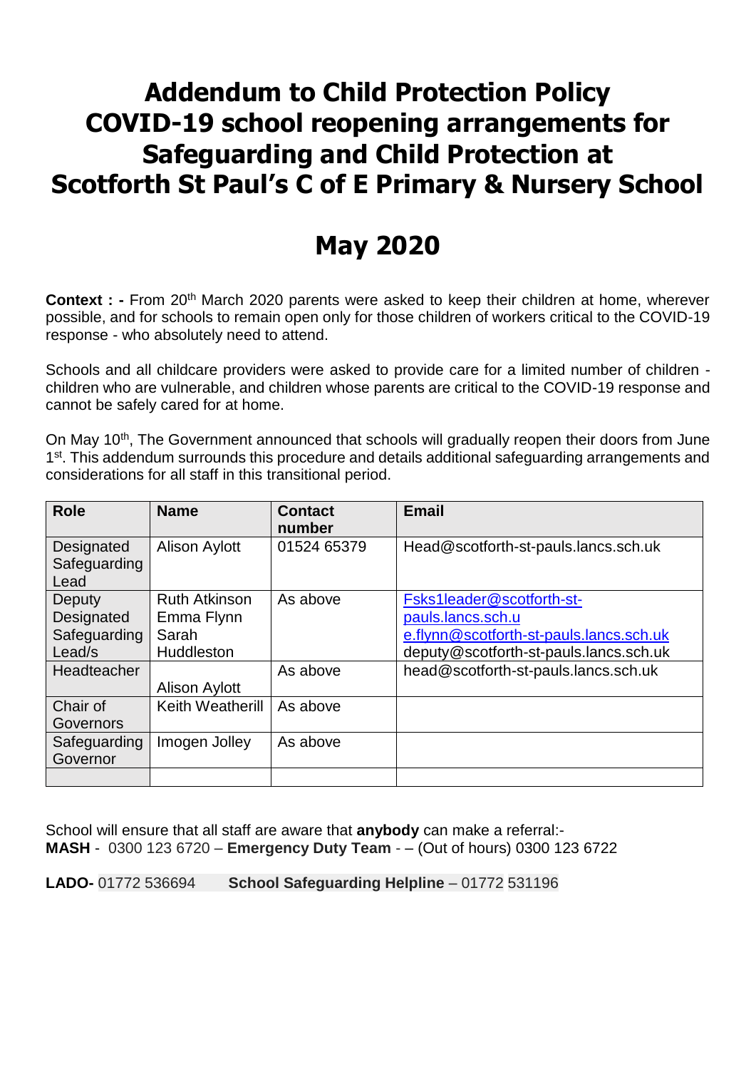# Addendum to Child Protection Policy COVID-19 school reopening arrangements for Safeguarding and Child Protection at Scotforth St Paul's C of E Primary & Nursery School

# May 2020

**Context : -** From 20th March 2020 parents were asked to keep their children at home, wherever possible, and for schools to remain open only for those children of workers critical to the COVID-19 response - who absolutely need to attend.

Schools and all childcare providers were asked to provide care for a limited number of children - children who are vulnerable, and children whose parents are critical to the COVID-19 response and cannot be safely cared for at home.

On May 10th, The Government announced that schools will gradually reopen their doors from June 1st. This addendum surrounds this procedure and details additional safeguarding arrangements and considerations for all staff in this transitional period.

| Role | Name | Contact number | Email |
|---|---|---|---|
| Designated Safeguarding Lead | Alison Aylott | 01524 65379 | Head@scotforth-st-pauls.lancs.sch.uk |
| Deputy Designated Safeguarding Lead/s | Ruth Atkinson<br>Emma Flynn<br>Sarah Huddleston | As above | Fsks1leader@scotforth-st-pauls.lancs.sch.u<br>e.flynn@scotforth-st-pauls.lancs.sch.uk<br>deputy@scotforth-st-pauls.lancs.sch.uk |
| Headteacher | Alison Aylott | As above | head@scotforth-st-pauls.lancs.sch.uk |
| Chair of Governors | Keith Weatherill | As above | |
| Safeguarding Governor | Imogen Jolley | As above | |
| | | | |

School will ensure that all staff are aware that **anybody** can make a referral:-
**MASH** - 0300 123 6720 – **Emergency Duty Team** - – (Out of hours) 0300 123 6722

**LADO-** 01772 536694 **School Safeguarding Helpline** – 01772 531196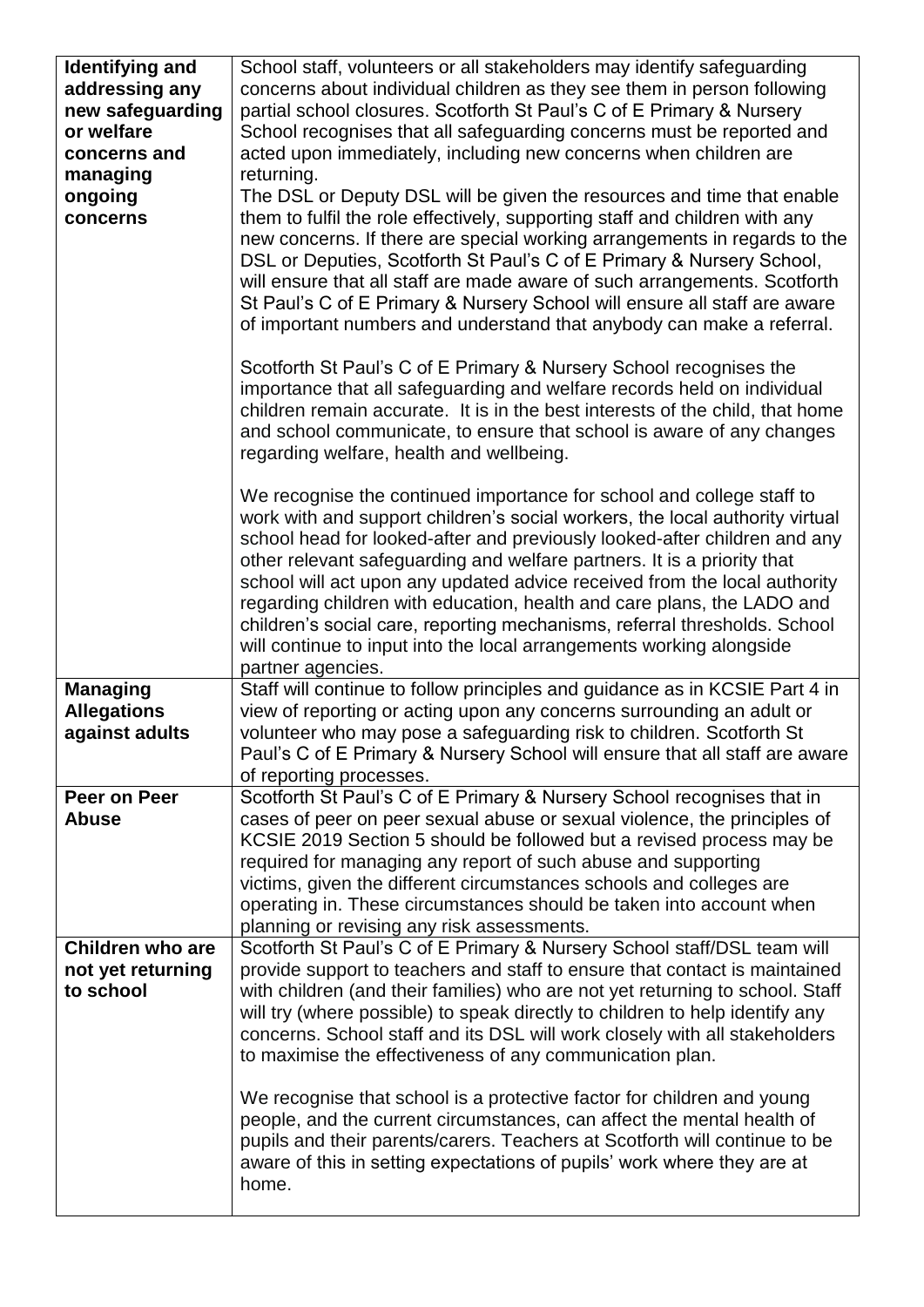| | |
|---|---|
| **Identifying and addressing any new safeguarding or welfare concerns and managing ongoing concerns** | School staff, volunteers or all stakeholders may identify safeguarding concerns about individual children as they see them in person following partial school closures. Scotforth St Paul's C of E Primary & Nursery School recognises that all safeguarding concerns must be reported and acted upon immediately, including new concerns when children are returning.<br>The DSL or Deputy DSL will be given the resources and time that enable them to fulfil the role effectively, supporting staff and children with any new concerns. If there are special working arrangements in regards to the DSL or Deputies, Scotforth St Paul's C of E Primary & Nursery School, will ensure that all staff are made aware of such arrangements. Scotforth St Paul's C of E Primary & Nursery School will ensure all staff are aware of important numbers and understand that anybody can make a referral.<br><br>Scotforth St Paul's C of E Primary & Nursery School recognises the importance that all safeguarding and welfare records held on individual children remain accurate. It is in the best interests of the child, that home and school communicate, to ensure that school is aware of any changes regarding welfare, health and wellbeing.<br><br>We recognise the continued importance for school and college staff to work with and support children's social workers, the local authority virtual school head for looked-after and previously looked-after children and any other relevant safeguarding and welfare partners. It is a priority that school will act upon any updated advice received from the local authority regarding children with education, health and care plans, the LADO and children's social care, reporting mechanisms, referral thresholds. School will continue to input into the local arrangements working alongside partner agencies. |
| **Managing Allegations against adults** | Staff will continue to follow principles and guidance as in KCSIE Part 4 in view of reporting or acting upon any concerns surrounding an adult or volunteer who may pose a safeguarding risk to children. Scotforth St Paul's C of E Primary & Nursery School will ensure that all staff are aware of reporting processes. |
| **Peer on Peer Abuse** | Scotforth St Paul's C of E Primary & Nursery School recognises that in cases of peer on peer sexual abuse or sexual violence, the principles of KCSIE 2019 Section 5 should be followed but a revised process may be required for managing any report of such abuse and supporting victims, given the different circumstances schools and colleges are operating in. These circumstances should be taken into account when planning or revising any risk assessments. |
| **Children who are not yet returning to school** | Scotforth St Paul's C of E Primary & Nursery School staff/DSL team will provide support to teachers and staff to ensure that contact is maintained with children (and their families) who are not yet returning to school. Staff will try (where possible) to speak directly to children to help identify any concerns. School staff and its DSL will work closely with all stakeholders to maximise the effectiveness of any communication plan.<br><br>We recognise that school is a protective factor for children and young people, and the current circumstances, can affect the mental health of pupils and their parents/carers. Teachers at Scotforth will continue to be aware of this in setting expectations of pupils' work where they are at home. |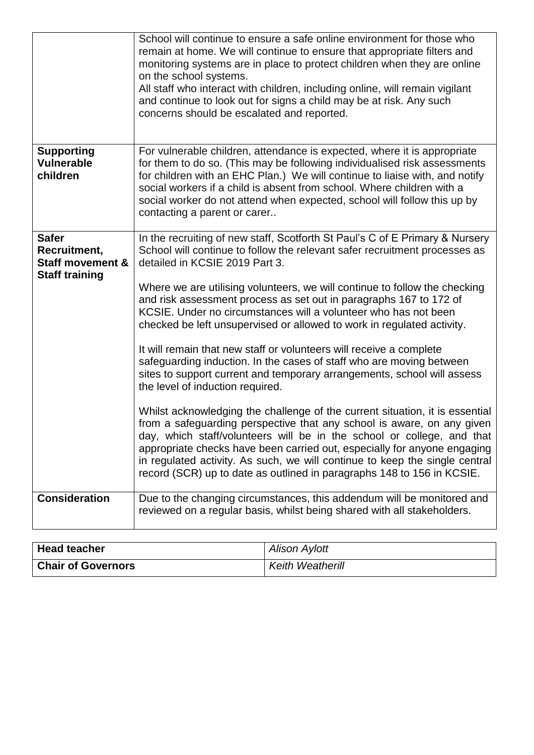| | |
|---|---|
| | School will continue to ensure a safe online environment for those who remain at home. We will continue to ensure that appropriate filters and monitoring systems are in place to protect children when they are online on the school systems.<br>All staff who interact with children, including online, will remain vigilant and continue to look out for signs a child may be at risk. Any such concerns should be escalated and reported. |
| **Supporting Vulnerable children** | For vulnerable children, attendance is expected, where it is appropriate for them to do so. (This may be following individualised risk assessments for children with an EHC Plan.) We will continue to liaise with, and notify social workers if a child is absent from school. Where children with a social worker do not attend when expected, school will follow this up by contacting a parent or carer.. |
| **Safer Recruitment, Staff movement & Staff training** | In the recruiting of new staff, Scotforth St Paul's C of E Primary & Nursery School will continue to follow the relevant safer recruitment processes as detailed in KCSIE 2019 Part 3.<br><br>Where we are utilising volunteers, we will continue to follow the checking and risk assessment process as set out in paragraphs 167 to 172 of KCSIE. Under no circumstances will a volunteer who has not been checked be left unsupervised or allowed to work in regulated activity.<br><br>It will remain that new staff or volunteers will receive a complete safeguarding induction. In the cases of staff who are moving between sites to support current and temporary arrangements, school will assess the level of induction required.<br><br>Whilst acknowledging the challenge of the current situation, it is essential from a safeguarding perspective that any school is aware, on any given day, which staff/volunteers will be in the school or college, and that appropriate checks have been carried out, especially for anyone engaging in regulated activity. As such, we will continue to keep the single central record (SCR) up to date as outlined in paragraphs 148 to 156 in KCSIE. |
| **Consideration** | Due to the changing circumstances, this addendum will be monitored and reviewed on a regular basis, whilst being shared with all stakeholders. |

| | |
|---|---|
| **Head teacher** | *Alison Aylott* |
| **Chair of Governors** | *Keith Weatherill* |